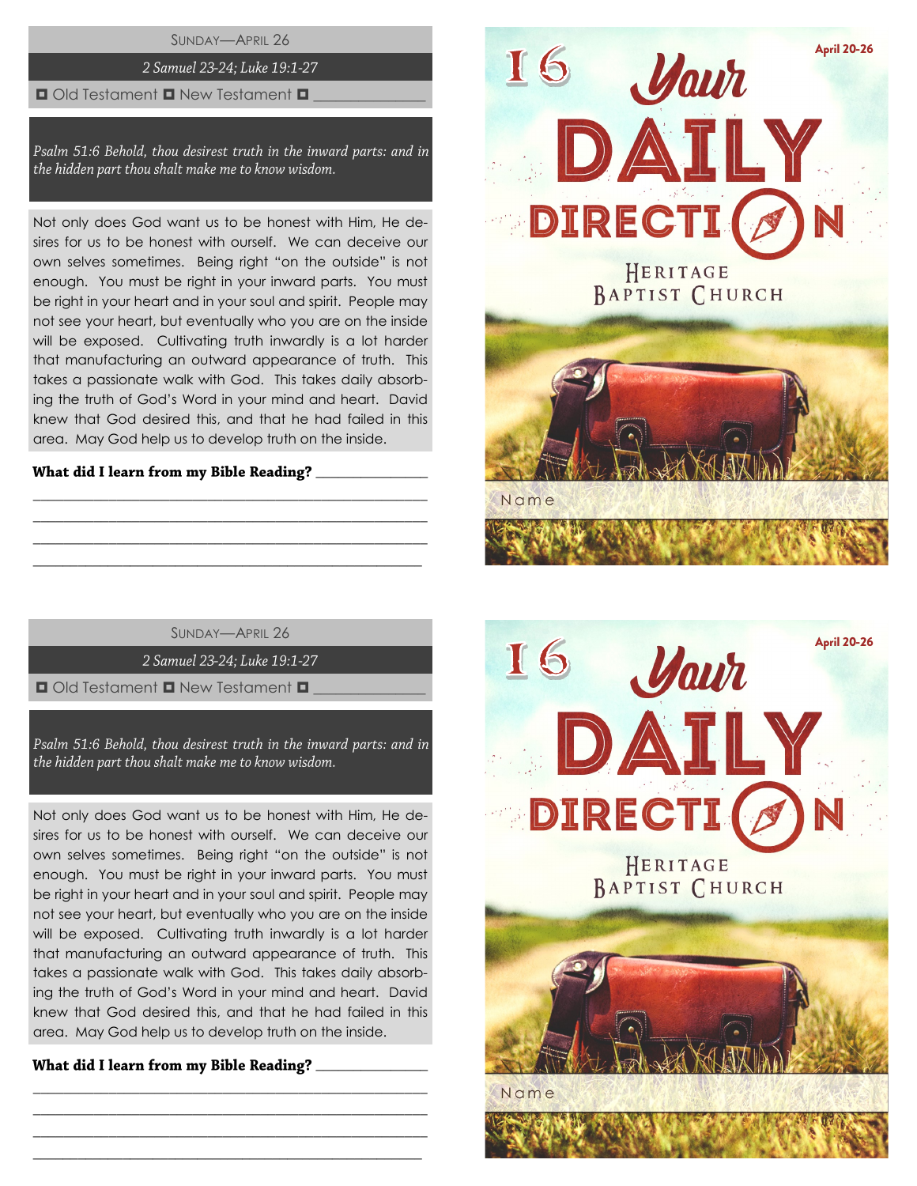SUNDAY—APRIL 26

*2 Samuel 23-24; Luke 19:1-27*

◘ Old Testament ◘ New Testament ◘ _______________

*Psalm 51:6 Behold, thou desirest truth in the inward parts: and in the hidden part thou shalt make me to know wisdom.*

Not only does God want us to be honest with Him, He desires for us to be honest with ourself. We can deceive our own selves sometimes. Being right "on the outside" is not enough. You must be right in your inward parts. You must be right in your heart and in your soul and spirit. People may not see your heart, but eventually who you are on the inside will be exposed. Cultivating truth inwardly is a lot harder that manufacturing an outward appearance of truth. This takes a passionate walk with God. This takes daily absorbing the truth of God's Word in your mind and heart. David knew that God desired this, and that he had failed in this area. May God help us to develop truth on the inside.

**What did I learn from my Bible Reading?** _______________

_______________________________________________

_______________________________________________

_______________________________________________

_______________________________________________

16 Your DAILY DIRECTION

April 20-26

HERITAGE BAPTIST CHURCH

Name

SUNDAY—APRIL 26

*2 Samuel 23-24; Luke 19:1-27*

◘ Old Testament ◘ New Testament ◘ _______________

*Psalm 51:6 Behold, thou desirest truth in the inward parts: and in the hidden part thou shalt make me to know wisdom.*

Not only does God want us to be honest with Him, He desires for us to be honest with ourself. We can deceive our own selves sometimes. Being right "on the outside" is not enough. You must be right in your inward parts. You must be right in your heart and in your soul and spirit. People may not see your heart, but eventually who you are on the inside will be exposed. Cultivating truth inwardly is a lot harder that manufacturing an outward appearance of truth. This takes a passionate walk with God. This takes daily absorbing the truth of God's Word in your mind and heart. David knew that God desired this, and that he had failed in this area. May God help us to develop truth on the inside.

**What did I learn from my Bible Reading?** _______________

_______________________________________________

_______________________________________________

_______________________________________________

_______________________________________________

16 Your DAILY DIRECTION

April 20-26

HERITAGE BAPTIST CHURCH

Name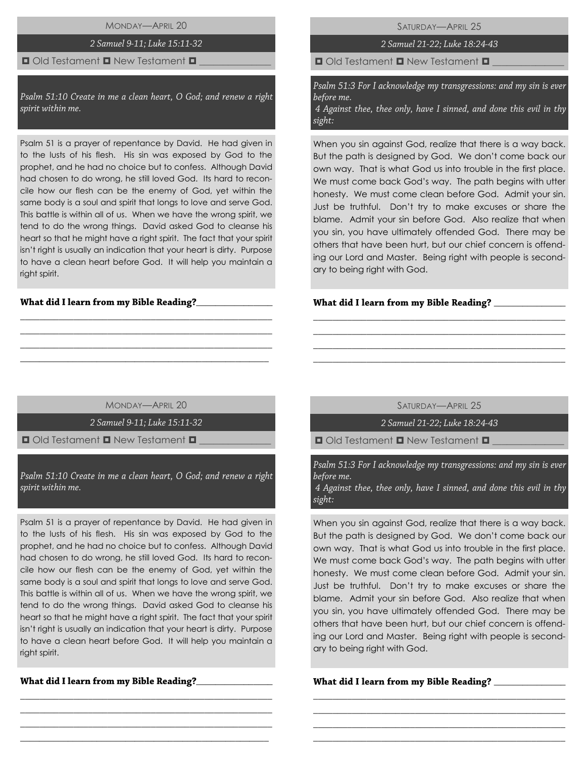## Monday—April 20

*2 Samuel 9-11; Luke 15:11-32*

☐ Old Testament ☐ New Testament ☐ _______________

*Psalm 51:10 Create in me a clean heart, O God; and renew a right spirit within me.*

Psalm 51 is a prayer of repentance by David. He had given in to the lusts of his flesh. His sin was exposed by God to the prophet, and he had no choice but to confess. Although David had chosen to do wrong, he still loved God. Its hard to reconcile how our flesh can be the enemy of God, yet within the same body is a soul and spirit that longs to love and serve God. This battle is within all of us. When we have the wrong spirit, we tend to do the wrong things. David asked God to cleanse his heart so that he might have a right spirit. The fact that your spirit isn't right is usually an indication that your heart is dirty. Purpose to have a clean heart before God. It will help you maintain a right spirit.

**What did I learn from my Bible Reading?**_________________

_______________________________________________________

_______________________________________________________

_______________________________________________________

_______________________________________________________

## Saturday—April 25

*2 Samuel 21-22; Luke 18:24-43*

☐ Old Testament ☐ New Testament ☐ _______________

*Psalm 51:3 For I acknowledge my transgressions: and my sin is ever before me.*
*4 Against thee, thee only, have I sinned, and done this evil in thy sight:*

When you sin against God, realize that there is a way back. But the path is designed by God. We don't come back our own way. That is what God us into trouble in the first place. We must come back God's way. The path begins with utter honesty. We must come clean before God. Admit your sin. Just be truthful. Don't try to make excuses or share the blame. Admit your sin before God. Also realize that when you sin, you have ultimately offended God. There may be others that have been hurt, but our chief concern is offending our Lord and Master. Being right with people is secondary to being right with God.

**What did I learn from my Bible Reading?** _________________

_______________________________________________________

_______________________________________________________

_______________________________________________________

_______________________________________________________

## Monday—April 20

*2 Samuel 9-11; Luke 15:11-32*

☐ Old Testament ☐ New Testament ☐ _______________

*Psalm 51:10 Create in me a clean heart, O God; and renew a right spirit within me.*

Psalm 51 is a prayer of repentance by David. He had given in to the lusts of his flesh. His sin was exposed by God to the prophet, and he had no choice but to confess. Although David had chosen to do wrong, he still loved God. Its hard to reconcile how our flesh can be the enemy of God, yet within the same body is a soul and spirit that longs to love and serve God. This battle is within all of us. When we have the wrong spirit, we tend to do the wrong things. David asked God to cleanse his heart so that he might have a right spirit. The fact that your spirit isn't right is usually an indication that your heart is dirty. Purpose to have a clean heart before God. It will help you maintain a right spirit.

**What did I learn from my Bible Reading?**_________________

_______________________________________________________

_______________________________________________________

_______________________________________________________

_______________________________________________________

## Saturday—April 25

*2 Samuel 21-22; Luke 18:24-43*

☐ Old Testament ☐ New Testament ☐ _______________

*Psalm 51:3 For I acknowledge my transgressions: and my sin is ever before me.*
*4 Against thee, thee only, have I sinned, and done this evil in thy sight:*

When you sin against God, realize that there is a way back. But the path is designed by God. We don't come back our own way. That is what God us into trouble in the first place. We must come back God's way. The path begins with utter honesty. We must come clean before God. Admit your sin. Just be truthful. Don't try to make excuses or share the blame. Admit your sin before God. Also realize that when you sin, you have ultimately offended God. There may be others that have been hurt, but our chief concern is offending our Lord and Master. Being right with people is secondary to being right with God.

**What did I learn from my Bible Reading?** _________________

_______________________________________________________

_______________________________________________________

_______________________________________________________

_______________________________________________________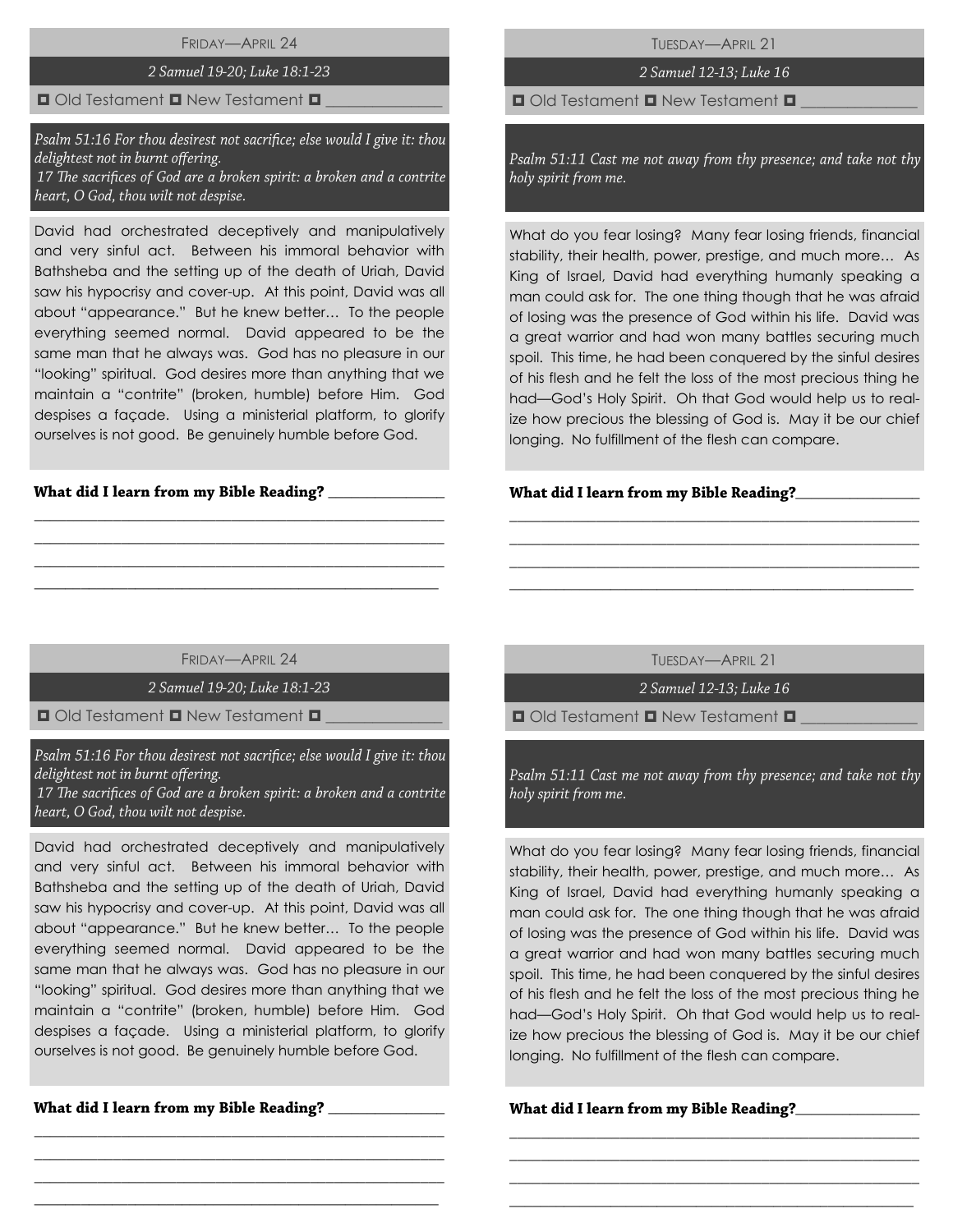## Friday—April 24

*2 Samuel 19-20; Luke 18:1-23*

◘ Old Testament ◘ New Testament ◘ _______________

*Psalm 51:16 For thou desirest not sacrifice; else would I give it: thou delightest not in burnt offering.*
*17 The sacrifices of God are a broken spirit: a broken and a contrite heart, O God, thou wilt not despise.*

David had orchestrated deceptively and manipulatively and very sinful act. Between his immoral behavior with Bathsheba and the setting up of the death of Uriah, David saw his hypocrisy and cover-up. At this point, David was all about "appearance." But he knew better… To the people everything seemed normal. David appeared to be the same man that he always was. God has no pleasure in our "looking" spiritual. God desires more than anything that we maintain a "contrite" (broken, humble) before Him. God despises a façade. Using a ministerial platform, to glorify ourselves is not good. Be genuinely humble before God.

**What did I learn from my Bible Reading?** _______________

_______________________________________________

_______________________________________________

_______________________________________________

_______________________________________________

## Tuesday—April 21

*2 Samuel 12-13; Luke 16*

◘ Old Testament ◘ New Testament ◘ _______________

*Psalm 51:11 Cast me not away from thy presence; and take not thy holy spirit from me.*

What do you fear losing? Many fear losing friends, financial stability, their health, power, prestige, and much more… As King of Israel, David had everything humanly speaking a man could ask for. The one thing though that he was afraid of losing was the presence of God within his life. David was a great warrior and had won many battles securing much spoil. This time, he had been conquered by the sinful desires of his flesh and he felt the loss of the most precious thing he had—God's Holy Spirit. Oh that God would help us to realize how precious the blessing of God is. May it be our chief longing. No fulfillment of the flesh can compare.

**What did I learn from my Bible Reading?** _______________

_______________________________________________

_______________________________________________

_______________________________________________

_______________________________________________

## Friday—April 24

*2 Samuel 19-20; Luke 18:1-23*

◘ Old Testament ◘ New Testament ◘ _______________

*Psalm 51:16 For thou desirest not sacrifice; else would I give it: thou delightest not in burnt offering.*
*17 The sacrifices of God are a broken spirit: a broken and a contrite heart, O God, thou wilt not despise.*

David had orchestrated deceptively and manipulatively and very sinful act. Between his immoral behavior with Bathsheba and the setting up of the death of Uriah, David saw his hypocrisy and cover-up. At this point, David was all about "appearance." But he knew better… To the people everything seemed normal. David appeared to be the same man that he always was. God has no pleasure in our "looking" spiritual. God desires more than anything that we maintain a "contrite" (broken, humble) before Him. God despises a façade. Using a ministerial platform, to glorify ourselves is not good. Be genuinely humble before God.

**What did I learn from my Bible Reading?** _______________

_______________________________________________

_______________________________________________

_______________________________________________

_______________________________________________

## Tuesday—April 21

*2 Samuel 12-13; Luke 16*

◘ Old Testament ◘ New Testament ◘ _______________

*Psalm 51:11 Cast me not away from thy presence; and take not thy holy spirit from me.*

What do you fear losing? Many fear losing friends, financial stability, their health, power, prestige, and much more… As King of Israel, David had everything humanly speaking a man could ask for. The one thing though that he was afraid of losing was the presence of God within his life. David was a great warrior and had won many battles securing much spoil. This time, he had been conquered by the sinful desires of his flesh and he felt the loss of the most precious thing he had—God's Holy Spirit. Oh that God would help us to realize how precious the blessing of God is. May it be our chief longing. No fulfillment of the flesh can compare.

**What did I learn from my Bible Reading?** _______________

_______________________________________________

_______________________________________________

_______________________________________________

_______________________________________________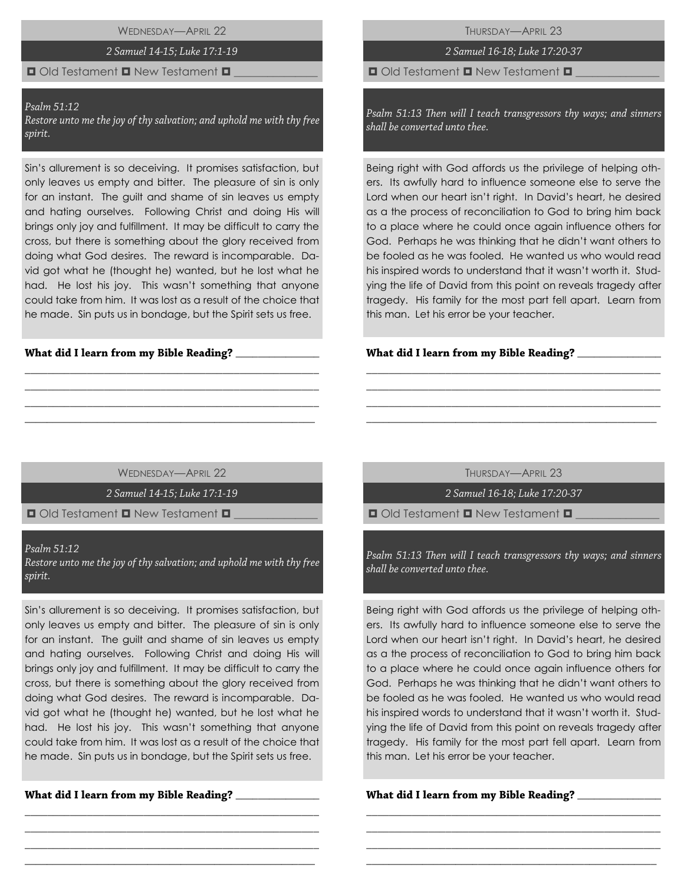## WEDNESDAY—APRIL 22

*2 Samuel 14-15; Luke 17:1-19*

◘ Old Testament ◘ New Testament ◘ _______________

*Psalm 51:12*
*Restore unto me the joy of thy salvation; and uphold me with thy free spirit.*

Sin's allurement is so deceiving. It promises satisfaction, but only leaves us empty and bitter. The pleasure of sin is only for an instant. The guilt and shame of sin leaves us empty and hating ourselves. Following Christ and doing His will brings only joy and fulfillment. It may be difficult to carry the cross, but there is something about the glory received from doing what God desires. The reward is incomparable. David got what he (thought he) wanted, but he lost what he had. He lost his joy. This wasn't something that anyone could take from him. It was lost as a result of the choice that he made. Sin puts us in bondage, but the Spirit sets us free.

**What did I learn from my Bible Reading?** _______________

_______________________________________________

_______________________________________________

_______________________________________________

_______________________________________________

## THURSDAY—APRIL 23

*2 Samuel 16-18; Luke 17:20-37*

◘ Old Testament ◘ New Testament ◘ _______________

*Psalm 51:13 Then will I teach transgressors thy ways; and sinners shall be converted unto thee.*

Being right with God affords us the privilege of helping others. Its awfully hard to influence someone else to serve the Lord when our heart isn't right. In David's heart, he desired as a the process of reconciliation to God to bring him back to a place where he could once again influence others for God. Perhaps he was thinking that he didn't want others to be fooled as he was fooled. He wanted us who would read his inspired words to understand that it wasn't worth it. Studying the life of David from this point on reveals tragedy after tragedy. His family for the most part fell apart. Learn from this man. Let his error be your teacher.

**What did I learn from my Bible Reading?** _______________

_______________________________________________

_______________________________________________

_______________________________________________

_______________________________________________

## WEDNESDAY—APRIL 22

*2 Samuel 14-15; Luke 17:1-19*

◘ Old Testament ◘ New Testament ◘ _______________

*Psalm 51:12*
*Restore unto me the joy of thy salvation; and uphold me with thy free spirit.*

Sin's allurement is so deceiving. It promises satisfaction, but only leaves us empty and bitter. The pleasure of sin is only for an instant. The guilt and shame of sin leaves us empty and hating ourselves. Following Christ and doing His will brings only joy and fulfillment. It may be difficult to carry the cross, but there is something about the glory received from doing what God desires. The reward is incomparable. David got what he (thought he) wanted, but he lost what he had. He lost his joy. This wasn't something that anyone could take from him. It was lost as a result of the choice that he made. Sin puts us in bondage, but the Spirit sets us free.

**What did I learn from my Bible Reading?** _______________

_______________________________________________

_______________________________________________

_______________________________________________

_______________________________________________

## THURSDAY—APRIL 23

*2 Samuel 16-18; Luke 17:20-37*

◘ Old Testament ◘ New Testament ◘ _______________

*Psalm 51:13 Then will I teach transgressors thy ways; and sinners shall be converted unto thee.*

Being right with God affords us the privilege of helping others. Its awfully hard to influence someone else to serve the Lord when our heart isn't right. In David's heart, he desired as a the process of reconciliation to God to bring him back to a place where he could once again influence others for God. Perhaps he was thinking that he didn't want others to be fooled as he was fooled. He wanted us who would read his inspired words to understand that it wasn't worth it. Studying the life of David from this point on reveals tragedy after tragedy. His family for the most part fell apart. Learn from this man. Let his error be your teacher.

**What did I learn from my Bible Reading?** _______________

_______________________________________________

_______________________________________________

_______________________________________________

_______________________________________________